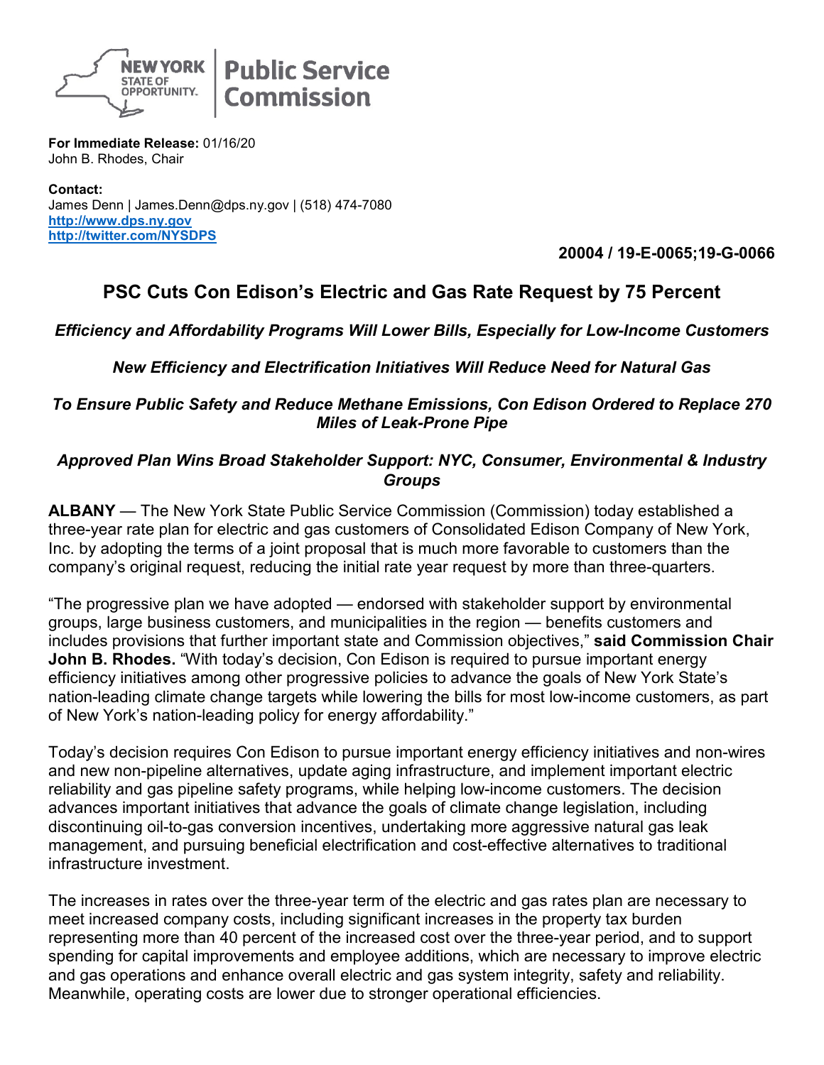**NEW YORK STATE OF OPPORTUNITY. | Public Service Commission**

**For Immediate Release:** 01/16/20
John B. Rhodes, Chair

**Contact:**
James Denn | James.Denn@dps.ny.gov | (518) 474-7080
[http://www.dps.ny.gov](http://www.dps.ny.gov)
[http://twitter.com/NYSDPS](http://twitter.com/NYSDPS)

**20004 / 19-E-0065;19-G-0066**

## PSC Cuts Con Edison's Electric and Gas Rate Request by 75 Percent

***Efficiency and Affordability Programs Will Lower Bills, Especially for Low-Income Customers***

***New Efficiency and Electrification Initiatives Will Reduce Need for Natural Gas***

***To Ensure Public Safety and Reduce Methane Emissions, Con Edison Ordered to Replace 270 Miles of Leak-Prone Pipe***

***Approved Plan Wins Broad Stakeholder Support: NYC, Consumer, Environmental & Industry Groups***

**ALBANY** — The New York State Public Service Commission (Commission) today established a three-year rate plan for electric and gas customers of Consolidated Edison Company of New York, Inc. by adopting the terms of a joint proposal that is much more favorable to customers than the company's original request, reducing the initial rate year request by more than three-quarters.

"The progressive plan we have adopted — endorsed with stakeholder support by environmental groups, large business customers, and municipalities in the region — benefits customers and includes provisions that further important state and Commission objectives," **said Commission Chair John B. Rhodes.** "With today's decision, Con Edison is required to pursue important energy efficiency initiatives among other progressive policies to advance the goals of New York State's nation-leading climate change targets while lowering the bills for most low-income customers, as part of New York's nation-leading policy for energy affordability."

Today's decision requires Con Edison to pursue important energy efficiency initiatives and non-wires and new non-pipeline alternatives, update aging infrastructure, and implement important electric reliability and gas pipeline safety programs, while helping low-income customers. The decision advances important initiatives that advance the goals of climate change legislation, including discontinuing oil-to-gas conversion incentives, undertaking more aggressive natural gas leak management, and pursuing beneficial electrification and cost-effective alternatives to traditional infrastructure investment.

The increases in rates over the three-year term of the electric and gas rates plan are necessary to meet increased company costs, including significant increases in the property tax burden representing more than 40 percent of the increased cost over the three-year period, and to support spending for capital improvements and employee additions, which are necessary to improve electric and gas operations and enhance overall electric and gas system integrity, safety and reliability. Meanwhile, operating costs are lower due to stronger operational efficiencies.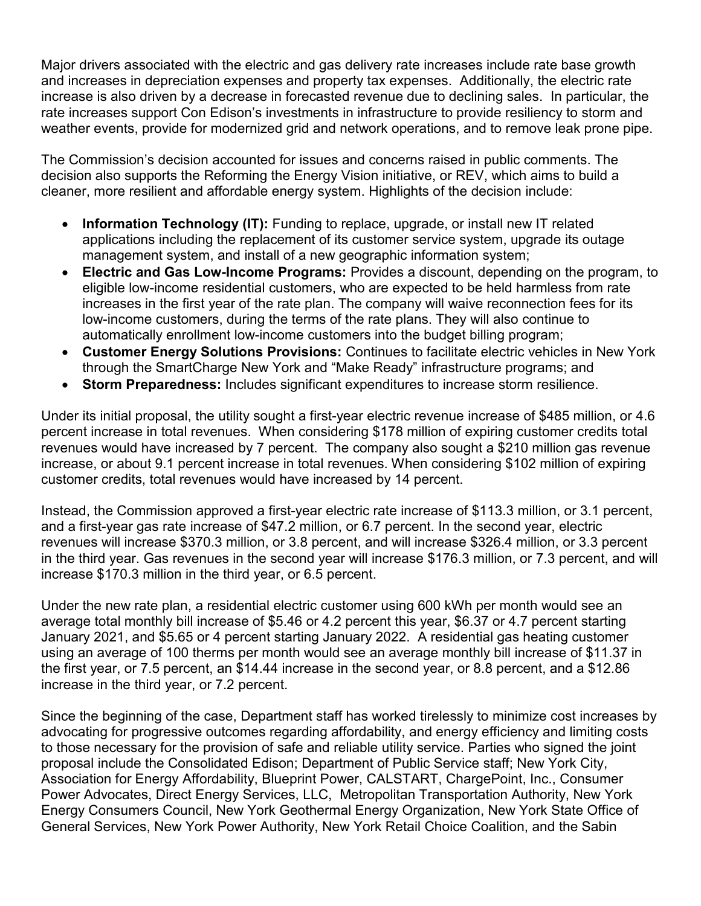Major drivers associated with the electric and gas delivery rate increases include rate base growth and increases in depreciation expenses and property tax expenses. Additionally, the electric rate increase is also driven by a decrease in forecasted revenue due to declining sales. In particular, the rate increases support Con Edison's investments in infrastructure to provide resiliency to storm and weather events, provide for modernized grid and network operations, and to remove leak prone pipe.

The Commission's decision accounted for issues and concerns raised in public comments. The decision also supports the Reforming the Energy Vision initiative, or REV, which aims to build a cleaner, more resilient and affordable energy system. Highlights of the decision include:

- **Information Technology (IT):** Funding to replace, upgrade, or install new IT related applications including the replacement of its customer service system, upgrade its outage management system, and install of a new geographic information system;
- **Electric and Gas Low-Income Programs:** Provides a discount, depending on the program, to eligible low-income residential customers, who are expected to be held harmless from rate increases in the first year of the rate plan. The company will waive reconnection fees for its low-income customers, during the terms of the rate plans. They will also continue to automatically enrollment low-income customers into the budget billing program;
- **Customer Energy Solutions Provisions:** Continues to facilitate electric vehicles in New York through the SmartCharge New York and "Make Ready" infrastructure programs; and
- **Storm Preparedness:** Includes significant expenditures to increase storm resilience.

Under its initial proposal, the utility sought a first-year electric revenue increase of $485 million, or 4.6 percent increase in total revenues. When considering $178 million of expiring customer credits total revenues would have increased by 7 percent. The company also sought a $210 million gas revenue increase, or about 9.1 percent increase in total revenues. When considering $102 million of expiring customer credits, total revenues would have increased by 14 percent.

Instead, the Commission approved a first-year electric rate increase of $113.3 million, or 3.1 percent, and a first-year gas rate increase of $47.2 million, or 6.7 percent. In the second year, electric revenues will increase $370.3 million, or 3.8 percent, and will increase $326.4 million, or 3.3 percent in the third year. Gas revenues in the second year will increase $176.3 million, or 7.3 percent, and will increase $170.3 million in the third year, or 6.5 percent.

Under the new rate plan, a residential electric customer using 600 kWh per month would see an average total monthly bill increase of $5.46 or 4.2 percent this year, $6.37 or 4.7 percent starting January 2021, and $5.65 or 4 percent starting January 2022. A residential gas heating customer using an average of 100 therms per month would see an average monthly bill increase of $11.37 in the first year, or 7.5 percent, an $14.44 increase in the second year, or 8.8 percent, and a $12.86 increase in the third year, or 7.2 percent.

Since the beginning of the case, Department staff has worked tirelessly to minimize cost increases by advocating for progressive outcomes regarding affordability, and energy efficiency and limiting costs to those necessary for the provision of safe and reliable utility service. Parties who signed the joint proposal include the Consolidated Edison; Department of Public Service staff; New York City, Association for Energy Affordability, Blueprint Power, CALSTART, ChargePoint, Inc., Consumer Power Advocates, Direct Energy Services, LLC, Metropolitan Transportation Authority, New York Energy Consumers Council, New York Geothermal Energy Organization, New York State Office of General Services, New York Power Authority, New York Retail Choice Coalition, and the Sabin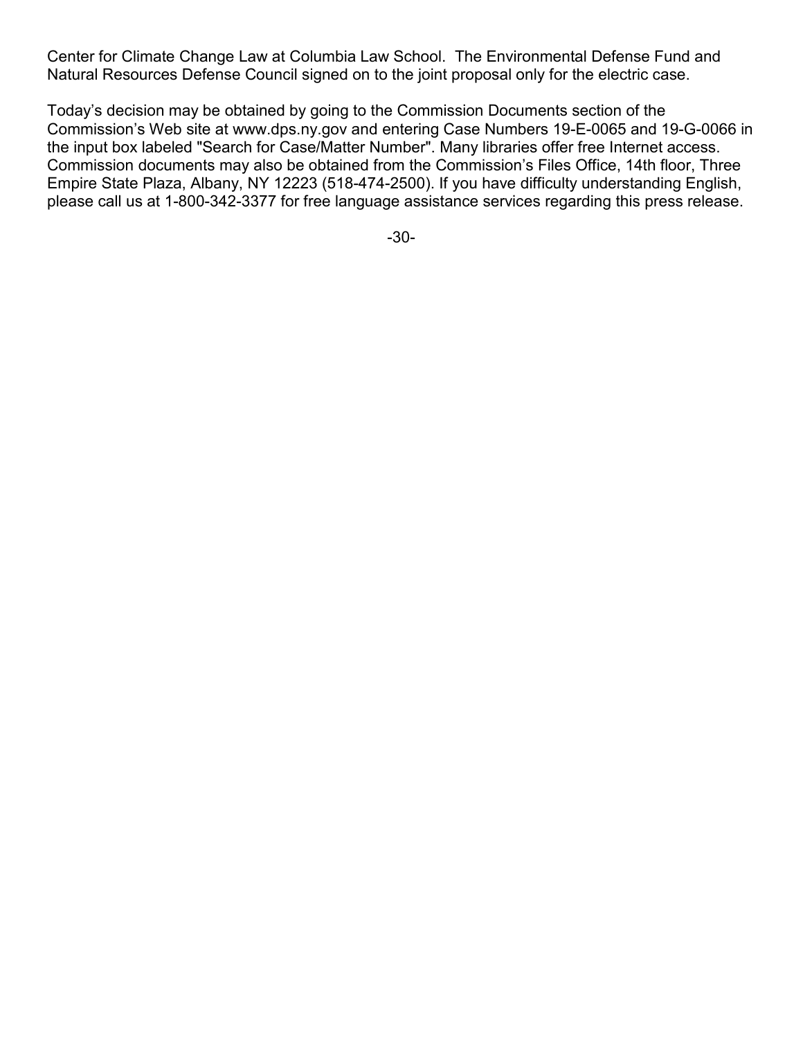Center for Climate Change Law at Columbia Law School. The Environmental Defense Fund and Natural Resources Defense Council signed on to the joint proposal only for the electric case.

Today's decision may be obtained by going to the Commission Documents section of the Commission's Web site at www.dps.ny.gov and entering Case Numbers 19-E-0065 and 19-G-0066 in the input box labeled "Search for Case/Matter Number". Many libraries offer free Internet access. Commission documents may also be obtained from the Commission's Files Office, 14th floor, Three Empire State Plaza, Albany, NY 12223 (518-474-2500). If you have difficulty understanding English, please call us at 1-800-342-3377 for free language assistance services regarding this press release.

-30-